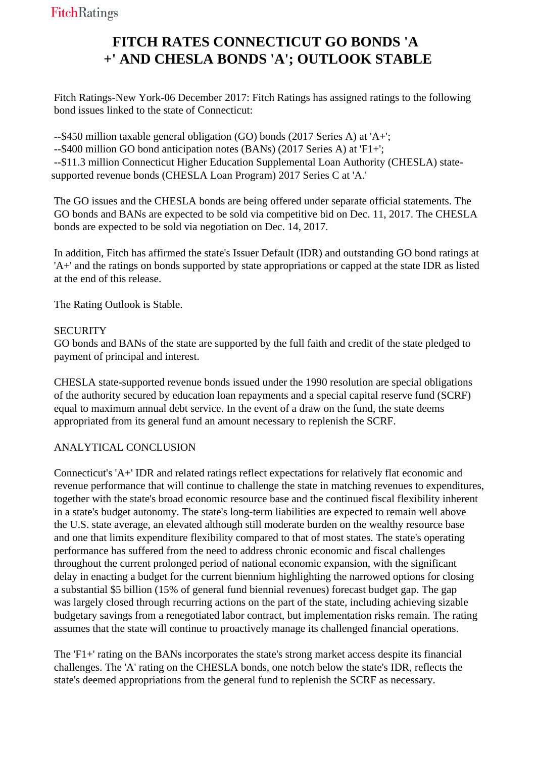# FITCH RATES CONNECTICUT GO BONDS 'A+' AND CHESLA BONDS 'A'; OUTLOOK STABLE

Fitch Ratings-New York-06 December 2017: Fitch Ratings has assigned ratings to the following bond issues linked to the state of Connecticut:

--$450 million taxable general obligation (GO) bonds (2017 Series A) at 'A+';
--$400 million GO bond anticipation notes (BANs) (2017 Series A) at 'F1+';
--$11.3 million Connecticut Higher Education Supplemental Loan Authority (CHESLA) state-supported revenue bonds (CHESLA Loan Program) 2017 Series C at 'A.'

The GO issues and the CHESLA bonds are being offered under separate official statements. The GO bonds and BANs are expected to be sold via competitive bid on Dec. 11, 2017. The CHESLA bonds are expected to be sold via negotiation on Dec. 14, 2017.

In addition, Fitch has affirmed the state's Issuer Default (IDR) and outstanding GO bond ratings at 'A+' and the ratings on bonds supported by state appropriations or capped at the state IDR as listed at the end of this release.

The Rating Outlook is Stable.

SECURITY
GO bonds and BANs of the state are supported by the full faith and credit of the state pledged to payment of principal and interest.

CHESLA state-supported revenue bonds issued under the 1990 resolution are special obligations of the authority secured by education loan repayments and a special capital reserve fund (SCRF) equal to maximum annual debt service. In the event of a draw on the fund, the state deems appropriated from its general fund an amount necessary to replenish the SCRF.

ANALYTICAL CONCLUSION

Connecticut's 'A+' IDR and related ratings reflect expectations for relatively flat economic and revenue performance that will continue to challenge the state in matching revenues to expenditures, together with the state's broad economic resource base and the continued fiscal flexibility inherent in a state's budget autonomy. The state's long-term liabilities are expected to remain well above the U.S. state average, an elevated although still moderate burden on the wealthy resource base and one that limits expenditure flexibility compared to that of most states. The state's operating performance has suffered from the need to address chronic economic and fiscal challenges throughout the current prolonged period of national economic expansion, with the significant delay in enacting a budget for the current biennium highlighting the narrowed options for closing a substantial $5 billion (15% of general fund biennial revenues) forecast budget gap. The gap was largely closed through recurring actions on the part of the state, including achieving sizable budgetary savings from a renegotiated labor contract, but implementation risks remain. The rating assumes that the state will continue to proactively manage its challenged financial operations.

The 'F1+' rating on the BANs incorporates the state's strong market access despite its financial challenges. The 'A' rating on the CHESLA bonds, one notch below the state's IDR, reflects the state's deemed appropriations from the general fund to replenish the SCRF as necessary.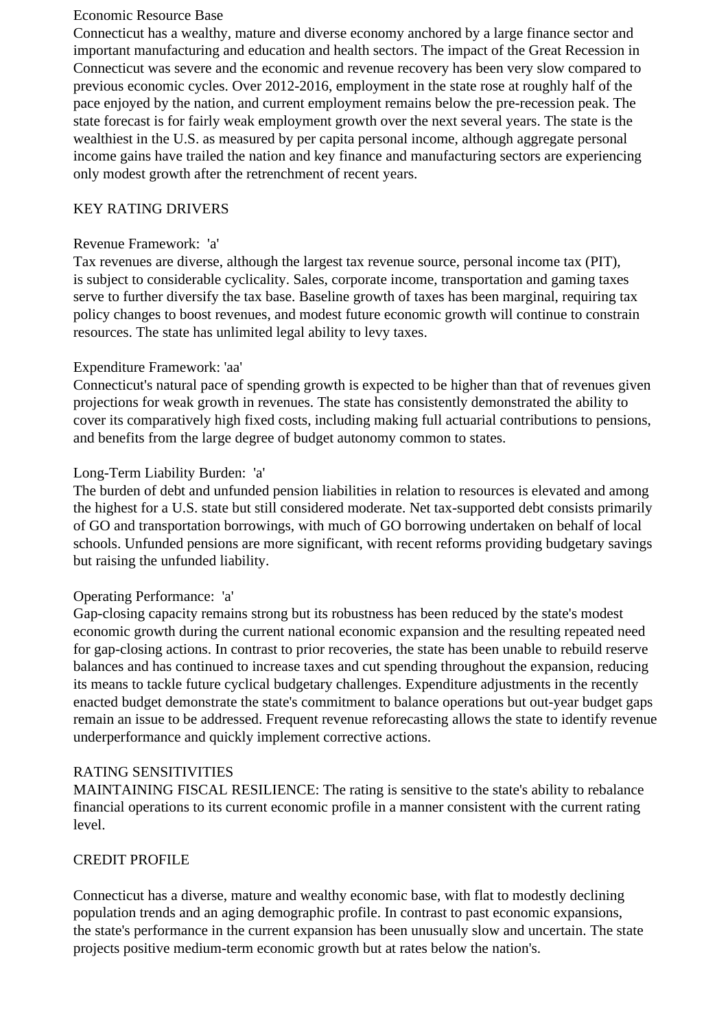Economic Resource Base

Connecticut has a wealthy, mature and diverse economy anchored by a large finance sector and important manufacturing and education and health sectors. The impact of the Great Recession in Connecticut was severe and the economic and revenue recovery has been very slow compared to previous economic cycles. Over 2012-2016, employment in the state rose at roughly half of the pace enjoyed by the nation, and current employment remains below the pre-recession peak. The state forecast is for fairly weak employment growth over the next several years. The state is the wealthiest in the U.S. as measured by per capita personal income, although aggregate personal income gains have trailed the nation and key finance and manufacturing sectors are experiencing only modest growth after the retrenchment of recent years.

## KEY RATING DRIVERS

Revenue Framework: 'a'

Tax revenues are diverse, although the largest tax revenue source, personal income tax (PIT), is subject to considerable cyclicality. Sales, corporate income, transportation and gaming taxes serve to further diversify the tax base. Baseline growth of taxes has been marginal, requiring tax policy changes to boost revenues, and modest future economic growth will continue to constrain resources. The state has unlimited legal ability to levy taxes.

Expenditure Framework: 'aa'

Connecticut's natural pace of spending growth is expected to be higher than that of revenues given projections for weak growth in revenues. The state has consistently demonstrated the ability to cover its comparatively high fixed costs, including making full actuarial contributions to pensions, and benefits from the large degree of budget autonomy common to states.

Long-Term Liability Burden: 'a'

The burden of debt and unfunded pension liabilities in relation to resources is elevated and among the highest for a U.S. state but still considered moderate. Net tax-supported debt consists primarily of GO and transportation borrowings, with much of GO borrowing undertaken on behalf of local schools. Unfunded pensions are more significant, with recent reforms providing budgetary savings but raising the unfunded liability.

Operating Performance: 'a'

Gap-closing capacity remains strong but its robustness has been reduced by the state's modest economic growth during the current national economic expansion and the resulting repeated need for gap-closing actions. In contrast to prior recoveries, the state has been unable to rebuild reserve balances and has continued to increase taxes and cut spending throughout the expansion, reducing its means to tackle future cyclical budgetary challenges. Expenditure adjustments in the recently enacted budget demonstrate the state's commitment to balance operations but out-year budget gaps remain an issue to be addressed. Frequent revenue reforecasting allows the state to identify revenue underperformance and quickly implement corrective actions.

## RATING SENSITIVITIES

MAINTAINING FISCAL RESILIENCE: The rating is sensitive to the state's ability to rebalance financial operations to its current economic profile in a manner consistent with the current rating level.

## CREDIT PROFILE

Connecticut has a diverse, mature and wealthy economic base, with flat to modestly declining population trends and an aging demographic profile. In contrast to past economic expansions, the state's performance in the current expansion has been unusually slow and uncertain. The state projects positive medium-term economic growth but at rates below the nation's.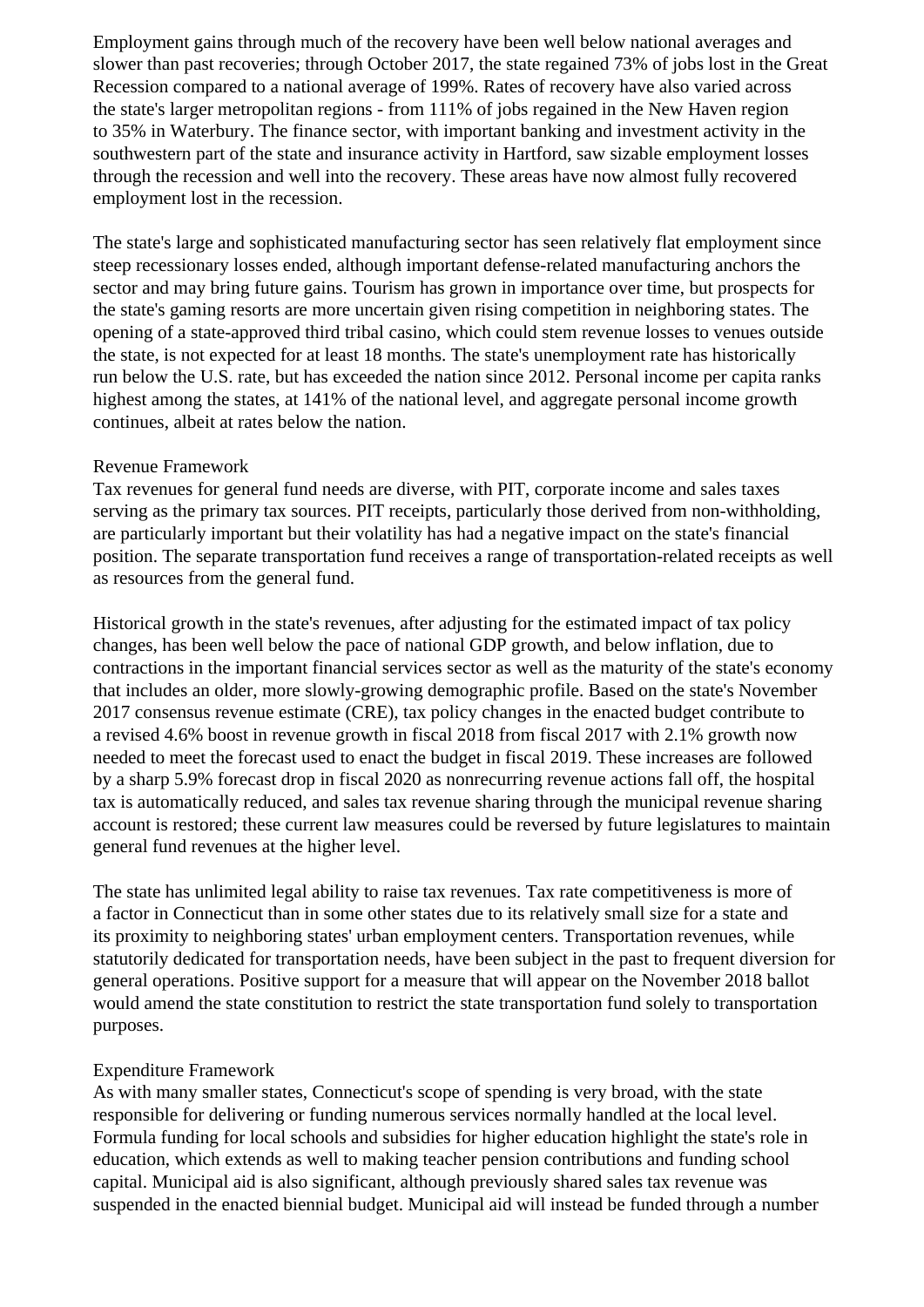Employment gains through much of the recovery have been well below national averages and slower than past recoveries; through October 2017, the state regained 73% of jobs lost in the Great Recession compared to a national average of 199%. Rates of recovery have also varied across the state's larger metropolitan regions - from 111% of jobs regained in the New Haven region to 35% in Waterbury. The finance sector, with important banking and investment activity in the southwestern part of the state and insurance activity in Hartford, saw sizable employment losses through the recession and well into the recovery. These areas have now almost fully recovered employment lost in the recession.

The state's large and sophisticated manufacturing sector has seen relatively flat employment since steep recessionary losses ended, although important defense-related manufacturing anchors the sector and may bring future gains. Tourism has grown in importance over time, but prospects for the state's gaming resorts are more uncertain given rising competition in neighboring states. The opening of a state-approved third tribal casino, which could stem revenue losses to venues outside the state, is not expected for at least 18 months. The state's unemployment rate has historically run below the U.S. rate, but has exceeded the nation since 2012. Personal income per capita ranks highest among the states, at 141% of the national level, and aggregate personal income growth continues, albeit at rates below the nation.

## Revenue Framework

Tax revenues for general fund needs are diverse, with PIT, corporate income and sales taxes serving as the primary tax sources. PIT receipts, particularly those derived from non-withholding, are particularly important but their volatility has had a negative impact on the state's financial position. The separate transportation fund receives a range of transportation-related receipts as well as resources from the general fund.

Historical growth in the state's revenues, after adjusting for the estimated impact of tax policy changes, has been well below the pace of national GDP growth, and below inflation, due to contractions in the important financial services sector as well as the maturity of the state's economy that includes an older, more slowly-growing demographic profile. Based on the state's November 2017 consensus revenue estimate (CRE), tax policy changes in the enacted budget contribute to a revised 4.6% boost in revenue growth in fiscal 2018 from fiscal 2017 with 2.1% growth now needed to meet the forecast used to enact the budget in fiscal 2019. These increases are followed by a sharp 5.9% forecast drop in fiscal 2020 as nonrecurring revenue actions fall off, the hospital tax is automatically reduced, and sales tax revenue sharing through the municipal revenue sharing account is restored; these current law measures could be reversed by future legislatures to maintain general fund revenues at the higher level.

The state has unlimited legal ability to raise tax revenues. Tax rate competitiveness is more of a factor in Connecticut than in some other states due to its relatively small size for a state and its proximity to neighboring states' urban employment centers. Transportation revenues, while statutorily dedicated for transportation needs, have been subject in the past to frequent diversion for general operations. Positive support for a measure that will appear on the November 2018 ballot would amend the state constitution to restrict the state transportation fund solely to transportation purposes.

## Expenditure Framework

As with many smaller states, Connecticut's scope of spending is very broad, with the state responsible for delivering or funding numerous services normally handled at the local level. Formula funding for local schools and subsidies for higher education highlight the state's role in education, which extends as well to making teacher pension contributions and funding school capital. Municipal aid is also significant, although previously shared sales tax revenue was suspended in the enacted biennial budget. Municipal aid will instead be funded through a number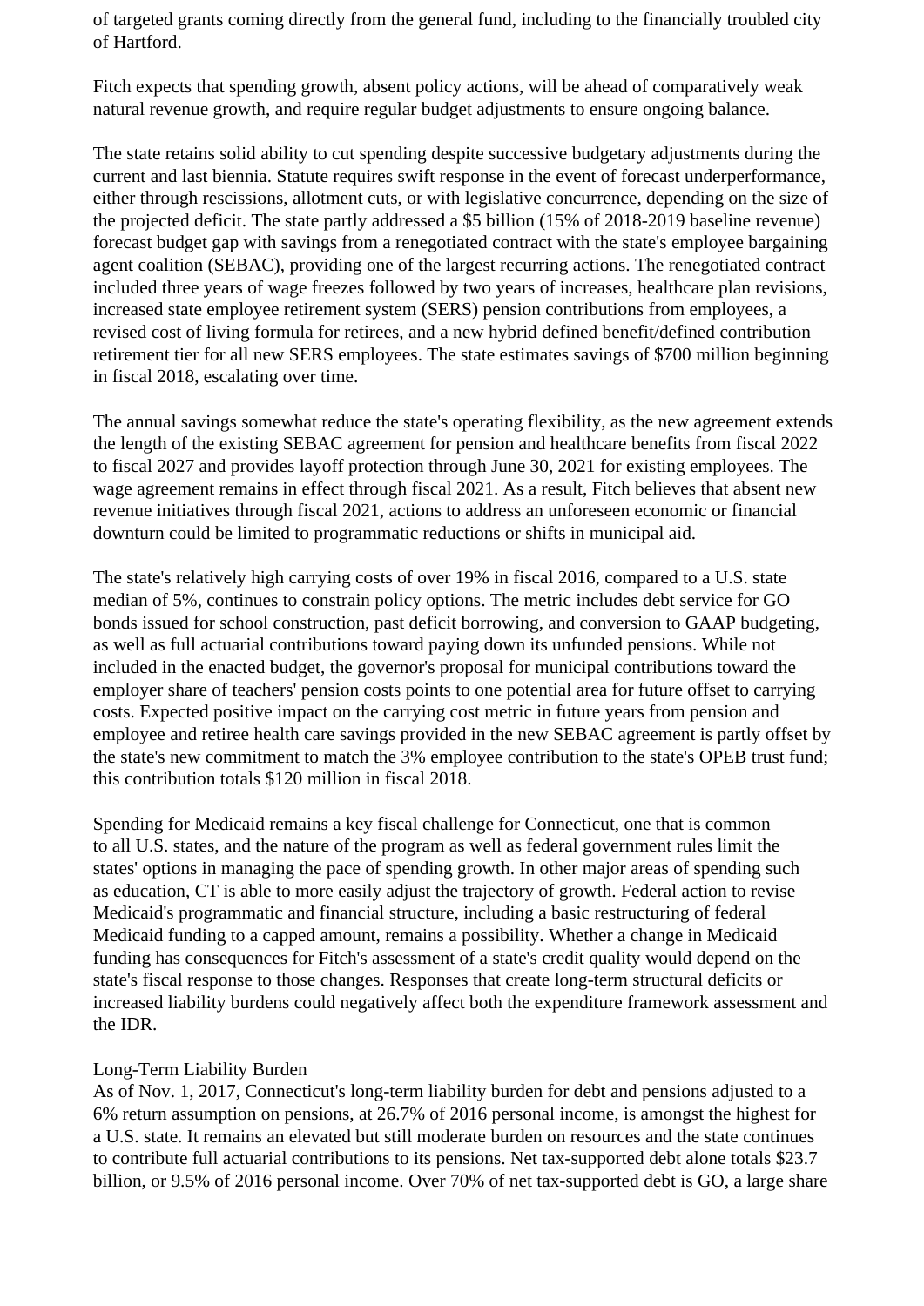of targeted grants coming directly from the general fund, including to the financially troubled city of Hartford.

Fitch expects that spending growth, absent policy actions, will be ahead of comparatively weak natural revenue growth, and require regular budget adjustments to ensure ongoing balance.

The state retains solid ability to cut spending despite successive budgetary adjustments during the current and last biennia. Statute requires swift response in the event of forecast underperformance, either through rescissions, allotment cuts, or with legislative concurrence, depending on the size of the projected deficit. The state partly addressed a $5 billion (15% of 2018-2019 baseline revenue) forecast budget gap with savings from a renegotiated contract with the state's employee bargaining agent coalition (SEBAC), providing one of the largest recurring actions. The renegotiated contract included three years of wage freezes followed by two years of increases, healthcare plan revisions, increased state employee retirement system (SERS) pension contributions from employees, a revised cost of living formula for retirees, and a new hybrid defined benefit/defined contribution retirement tier for all new SERS employees. The state estimates savings of $700 million beginning in fiscal 2018, escalating over time.

The annual savings somewhat reduce the state's operating flexibility, as the new agreement extends the length of the existing SEBAC agreement for pension and healthcare benefits from fiscal 2022 to fiscal 2027 and provides layoff protection through June 30, 2021 for existing employees. The wage agreement remains in effect through fiscal 2021. As a result, Fitch believes that absent new revenue initiatives through fiscal 2021, actions to address an unforeseen economic or financial downturn could be limited to programmatic reductions or shifts in municipal aid.

The state's relatively high carrying costs of over 19% in fiscal 2016, compared to a U.S. state median of 5%, continues to constrain policy options. The metric includes debt service for GO bonds issued for school construction, past deficit borrowing, and conversion to GAAP budgeting, as well as full actuarial contributions toward paying down its unfunded pensions. While not included in the enacted budget, the governor's proposal for municipal contributions toward the employer share of teachers' pension costs points to one potential area for future offset to carrying costs. Expected positive impact on the carrying cost metric in future years from pension and employee and retiree health care savings provided in the new SEBAC agreement is partly offset by the state's new commitment to match the 3% employee contribution to the state's OPEB trust fund; this contribution totals $120 million in fiscal 2018.

Spending for Medicaid remains a key fiscal challenge for Connecticut, one that is common to all U.S. states, and the nature of the program as well as federal government rules limit the states' options in managing the pace of spending growth. In other major areas of spending such as education, CT is able to more easily adjust the trajectory of growth. Federal action to revise Medicaid's programmatic and financial structure, including a basic restructuring of federal Medicaid funding to a capped amount, remains a possibility. Whether a change in Medicaid funding has consequences for Fitch's assessment of a state's credit quality would depend on the state's fiscal response to those changes. Responses that create long-term structural deficits or increased liability burdens could negatively affect both the expenditure framework assessment and the IDR.

Long-Term Liability Burden

As of Nov. 1, 2017, Connecticut's long-term liability burden for debt and pensions adjusted to a 6% return assumption on pensions, at 26.7% of 2016 personal income, is amongst the highest for a U.S. state. It remains an elevated but still moderate burden on resources and the state continues to contribute full actuarial contributions to its pensions. Net tax-supported debt alone totals $23.7 billion, or 9.5% of 2016 personal income. Over 70% of net tax-supported debt is GO, a large share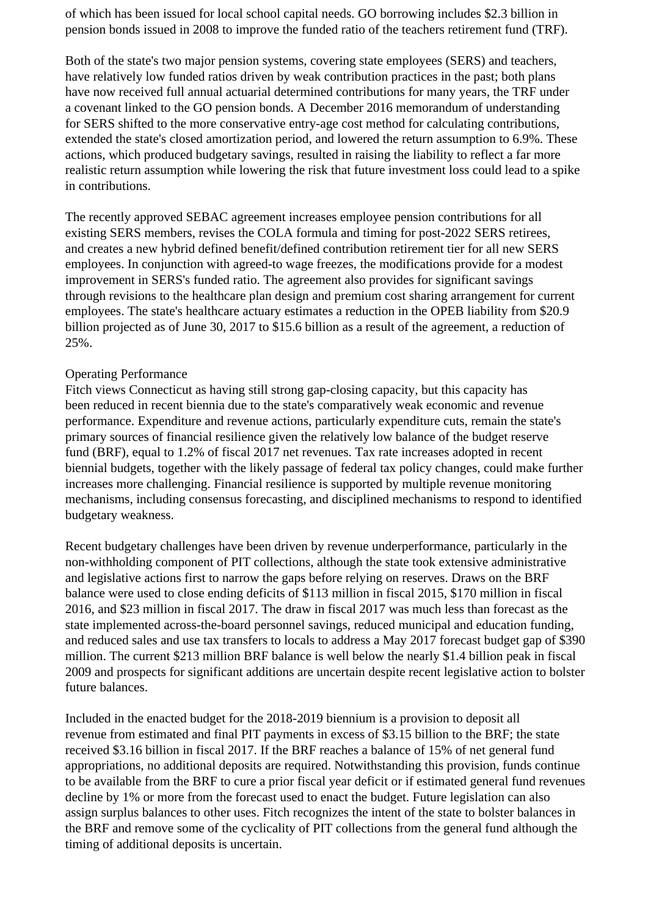of which has been issued for local school capital needs. GO borrowing includes $2.3 billion in pension bonds issued in 2008 to improve the funded ratio of the teachers retirement fund (TRF).

Both of the state's two major pension systems, covering state employees (SERS) and teachers, have relatively low funded ratios driven by weak contribution practices in the past; both plans have now received full annual actuarial determined contributions for many years, the TRF under a covenant linked to the GO pension bonds. A December 2016 memorandum of understanding for SERS shifted to the more conservative entry-age cost method for calculating contributions, extended the state's closed amortization period, and lowered the return assumption to 6.9%. These actions, which produced budgetary savings, resulted in raising the liability to reflect a far more realistic return assumption while lowering the risk that future investment loss could lead to a spike in contributions.

The recently approved SEBAC agreement increases employee pension contributions for all existing SERS members, revises the COLA formula and timing for post-2022 SERS retirees, and creates a new hybrid defined benefit/defined contribution retirement tier for all new SERS employees. In conjunction with agreed-to wage freezes, the modifications provide for a modest improvement in SERS's funded ratio. The agreement also provides for significant savings through revisions to the healthcare plan design and premium cost sharing arrangement for current employees. The state's healthcare actuary estimates a reduction in the OPEB liability from $20.9 billion projected as of June 30, 2017 to $15.6 billion as a result of the agreement, a reduction of 25%.

Operating Performance

Fitch views Connecticut as having still strong gap-closing capacity, but this capacity has been reduced in recent biennia due to the state's comparatively weak economic and revenue performance. Expenditure and revenue actions, particularly expenditure cuts, remain the state's primary sources of financial resilience given the relatively low balance of the budget reserve fund (BRF), equal to 1.2% of fiscal 2017 net revenues. Tax rate increases adopted in recent biennial budgets, together with the likely passage of federal tax policy changes, could make further increases more challenging. Financial resilience is supported by multiple revenue monitoring mechanisms, including consensus forecasting, and disciplined mechanisms to respond to identified budgetary weakness.

Recent budgetary challenges have been driven by revenue underperformance, particularly in the non-withholding component of PIT collections, although the state took extensive administrative and legislative actions first to narrow the gaps before relying on reserves. Draws on the BRF balance were used to close ending deficits of $113 million in fiscal 2015, $170 million in fiscal 2016, and $23 million in fiscal 2017. The draw in fiscal 2017 was much less than forecast as the state implemented across-the-board personnel savings, reduced municipal and education funding, and reduced sales and use tax transfers to locals to address a May 2017 forecast budget gap of $390 million. The current $213 million BRF balance is well below the nearly $1.4 billion peak in fiscal 2009 and prospects for significant additions are uncertain despite recent legislative action to bolster future balances.

Included in the enacted budget for the 2018-2019 biennium is a provision to deposit all revenue from estimated and final PIT payments in excess of $3.15 billion to the BRF; the state received $3.16 billion in fiscal 2017. If the BRF reaches a balance of 15% of net general fund appropriations, no additional deposits are required. Notwithstanding this provision, funds continue to be available from the BRF to cure a prior fiscal year deficit or if estimated general fund revenues decline by 1% or more from the forecast used to enact the budget. Future legislation can also assign surplus balances to other uses. Fitch recognizes the intent of the state to bolster balances in the BRF and remove some of the cyclicality of PIT collections from the general fund although the timing of additional deposits is uncertain.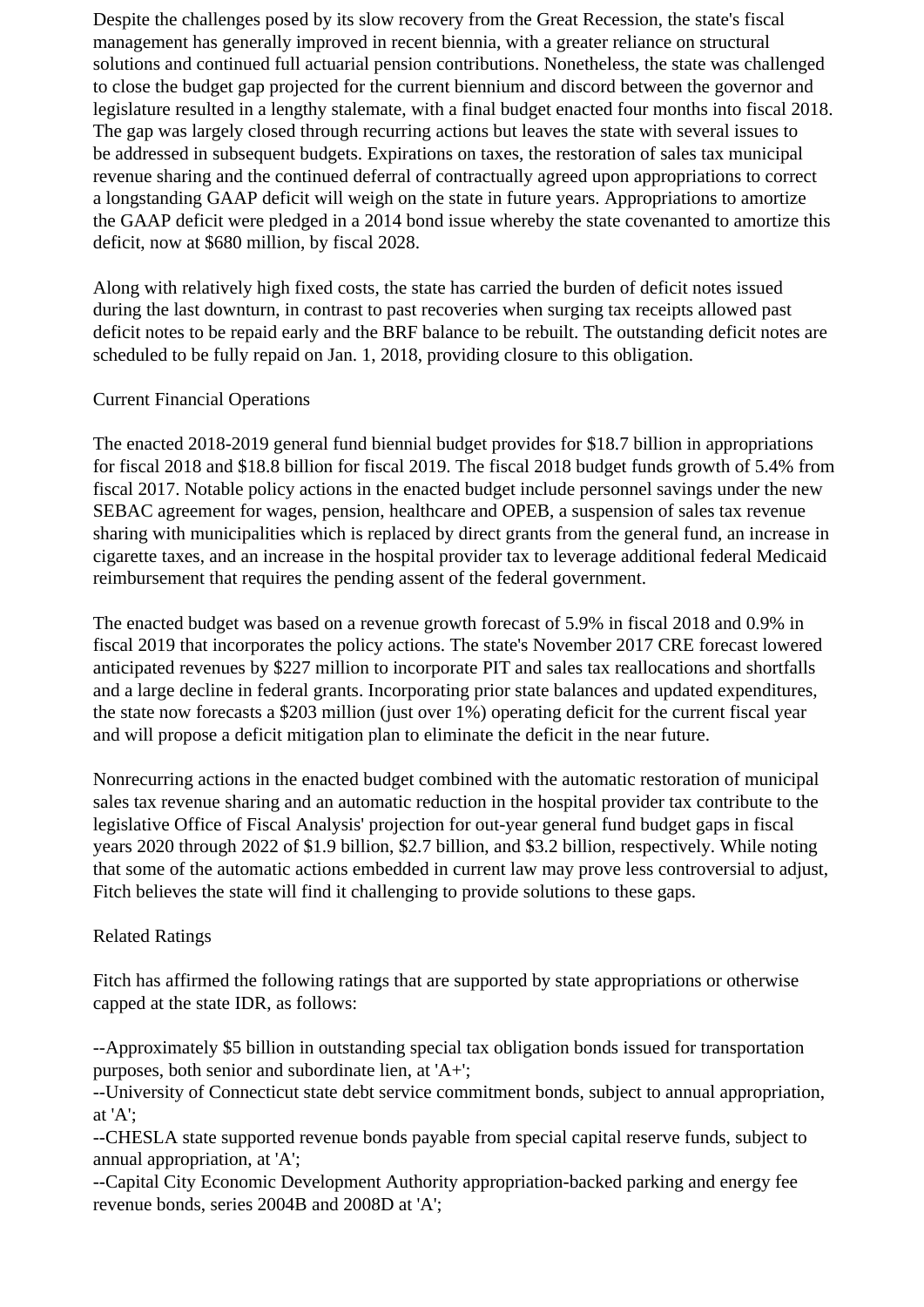Despite the challenges posed by its slow recovery from the Great Recession, the state's fiscal management has generally improved in recent biennia, with a greater reliance on structural solutions and continued full actuarial pension contributions. Nonetheless, the state was challenged to close the budget gap projected for the current biennium and discord between the governor and legislature resulted in a lengthy stalemate, with a final budget enacted four months into fiscal 2018. The gap was largely closed through recurring actions but leaves the state with several issues to be addressed in subsequent budgets. Expirations on taxes, the restoration of sales tax municipal revenue sharing and the continued deferral of contractually agreed upon appropriations to correct a longstanding GAAP deficit will weigh on the state in future years. Appropriations to amortize the GAAP deficit were pledged in a 2014 bond issue whereby the state covenanted to amortize this deficit, now at $680 million, by fiscal 2028.

Along with relatively high fixed costs, the state has carried the burden of deficit notes issued during the last downturn, in contrast to past recoveries when surging tax receipts allowed past deficit notes to be repaid early and the BRF balance to be rebuilt. The outstanding deficit notes are scheduled to be fully repaid on Jan. 1, 2018, providing closure to this obligation.

Current Financial Operations

The enacted 2018-2019 general fund biennial budget provides for $18.7 billion in appropriations for fiscal 2018 and $18.8 billion for fiscal 2019. The fiscal 2018 budget funds growth of 5.4% from fiscal 2017. Notable policy actions in the enacted budget include personnel savings under the new SEBAC agreement for wages, pension, healthcare and OPEB, a suspension of sales tax revenue sharing with municipalities which is replaced by direct grants from the general fund, an increase in cigarette taxes, and an increase in the hospital provider tax to leverage additional federal Medicaid reimbursement that requires the pending assent of the federal government.

The enacted budget was based on a revenue growth forecast of 5.9% in fiscal 2018 and 0.9% in fiscal 2019 that incorporates the policy actions. The state's November 2017 CRE forecast lowered anticipated revenues by $227 million to incorporate PIT and sales tax reallocations and shortfalls and a large decline in federal grants. Incorporating prior state balances and updated expenditures, the state now forecasts a $203 million (just over 1%) operating deficit for the current fiscal year and will propose a deficit mitigation plan to eliminate the deficit in the near future.

Nonrecurring actions in the enacted budget combined with the automatic restoration of municipal sales tax revenue sharing and an automatic reduction in the hospital provider tax contribute to the legislative Office of Fiscal Analysis' projection for out-year general fund budget gaps in fiscal years 2020 through 2022 of $1.9 billion, $2.7 billion, and $3.2 billion, respectively. While noting that some of the automatic actions embedded in current law may prove less controversial to adjust, Fitch believes the state will find it challenging to provide solutions to these gaps.

Related Ratings

Fitch has affirmed the following ratings that are supported by state appropriations or otherwise capped at the state IDR, as follows:

--Approximately $5 billion in outstanding special tax obligation bonds issued for transportation purposes, both senior and subordinate lien, at 'A+';
--University of Connecticut state debt service commitment bonds, subject to annual appropriation, at 'A';
--CHESLA state supported revenue bonds payable from special capital reserve funds, subject to annual appropriation, at 'A';
--Capital City Economic Development Authority appropriation-backed parking and energy fee revenue bonds, series 2004B and 2008D at 'A';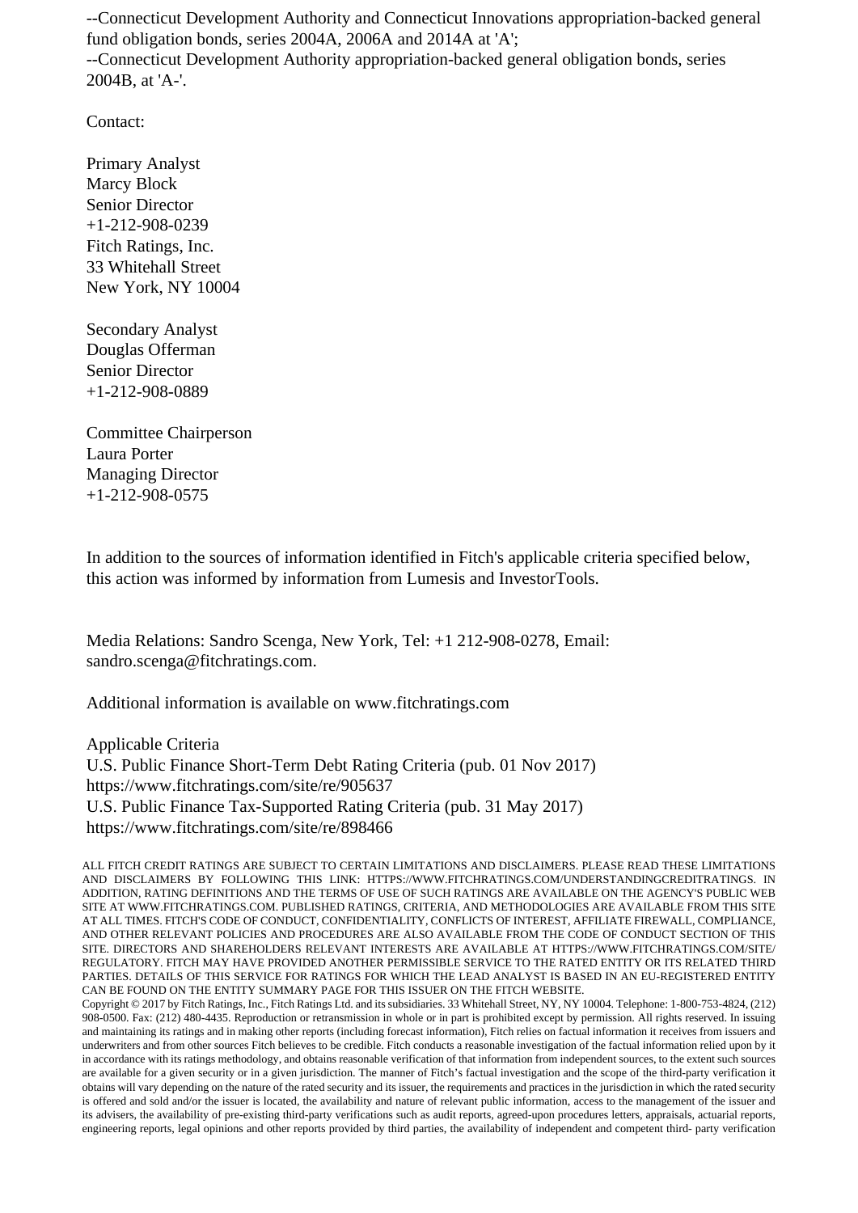--Connecticut Development Authority and Connecticut Innovations appropriation-backed general fund obligation bonds, series 2004A, 2006A and 2014A at 'A';
--Connecticut Development Authority appropriation-backed general obligation bonds, series 2004B, at 'A-'.

Contact:

Primary Analyst
Marcy Block
Senior Director
+1-212-908-0239
Fitch Ratings, Inc.
33 Whitehall Street
New York, NY 10004

Secondary Analyst
Douglas Offerman
Senior Director
+1-212-908-0889

Committee Chairperson
Laura Porter
Managing Director
+1-212-908-0575

In addition to the sources of information identified in Fitch's applicable criteria specified below, this action was informed by information from Lumesis and InvestorTools.

Media Relations: Sandro Scenga, New York, Tel: +1 212-908-0278, Email: sandro.scenga@fitchratings.com.

Additional information is available on www.fitchratings.com

Applicable Criteria
U.S. Public Finance Short-Term Debt Rating Criteria (pub. 01 Nov 2017)
https://www.fitchratings.com/site/re/905637
U.S. Public Finance Tax-Supported Rating Criteria (pub. 31 May 2017)
https://www.fitchratings.com/site/re/898466

ALL FITCH CREDIT RATINGS ARE SUBJECT TO CERTAIN LIMITATIONS AND DISCLAIMERS. PLEASE READ THESE LIMITATIONS AND DISCLAIMERS BY FOLLOWING THIS LINK: HTTPS://WWW.FITCHRATINGS.COM/UNDERSTANDINGCREDITRATINGS. IN ADDITION, RATING DEFINITIONS AND THE TERMS OF USE OF SUCH RATINGS ARE AVAILABLE ON THE AGENCY'S PUBLIC WEB SITE AT WWW.FITCHRATINGS.COM. PUBLISHED RATINGS, CRITERIA, AND METHODOLOGIES ARE AVAILABLE FROM THIS SITE AT ALL TIMES. FITCH'S CODE OF CONDUCT, CONFIDENTIALITY, CONFLICTS OF INTEREST, AFFILIATE FIREWALL, COMPLIANCE, AND OTHER RELEVANT POLICIES AND PROCEDURES ARE ALSO AVAILABLE FROM THE CODE OF CONDUCT SECTION OF THIS SITE. DIRECTORS AND SHAREHOLDERS RELEVANT INTERESTS ARE AVAILABLE AT HTTPS://WWW.FITCHRATINGS.COM/SITE/REGULATORY. FITCH MAY HAVE PROVIDED ANOTHER PERMISSIBLE SERVICE TO THE RATED ENTITY OR ITS RELATED THIRD PARTIES. DETAILS OF THIS SERVICE FOR RATINGS FOR WHICH THE LEAD ANALYST IS BASED IN AN EU-REGISTERED ENTITY CAN BE FOUND ON THE ENTITY SUMMARY PAGE FOR THIS ISSUER ON THE FITCH WEBSITE.

Copyright © 2017 by Fitch Ratings, Inc., Fitch Ratings Ltd. and its subsidiaries. 33 Whitehall Street, NY, NY 10004. Telephone: 1-800-753-4824, (212) 908-0500. Fax: (212) 480-4435. Reproduction or retransmission in whole or in part is prohibited except by permission. All rights reserved. In issuing and maintaining its ratings and in making other reports (including forecast information), Fitch relies on factual information it receives from issuers and underwriters and from other sources Fitch believes to be credible. Fitch conducts a reasonable investigation of the factual information relied upon by it in accordance with its ratings methodology, and obtains reasonable verification of that information from independent sources, to the extent such sources are available for a given security or in a given jurisdiction. The manner of Fitch's factual investigation and the scope of the third-party verification it obtains will vary depending on the nature of the rated security and its issuer, the requirements and practices in the jurisdiction in which the rated security is offered and sold and/or the issuer is located, the availability and nature of relevant public information, access to the management of the issuer and its advisers, the availability of pre-existing third-party verifications such as audit reports, agreed-upon procedures letters, appraisals, actuarial reports, engineering reports, legal opinions and other reports provided by third parties, the availability of independent and competent third- party verification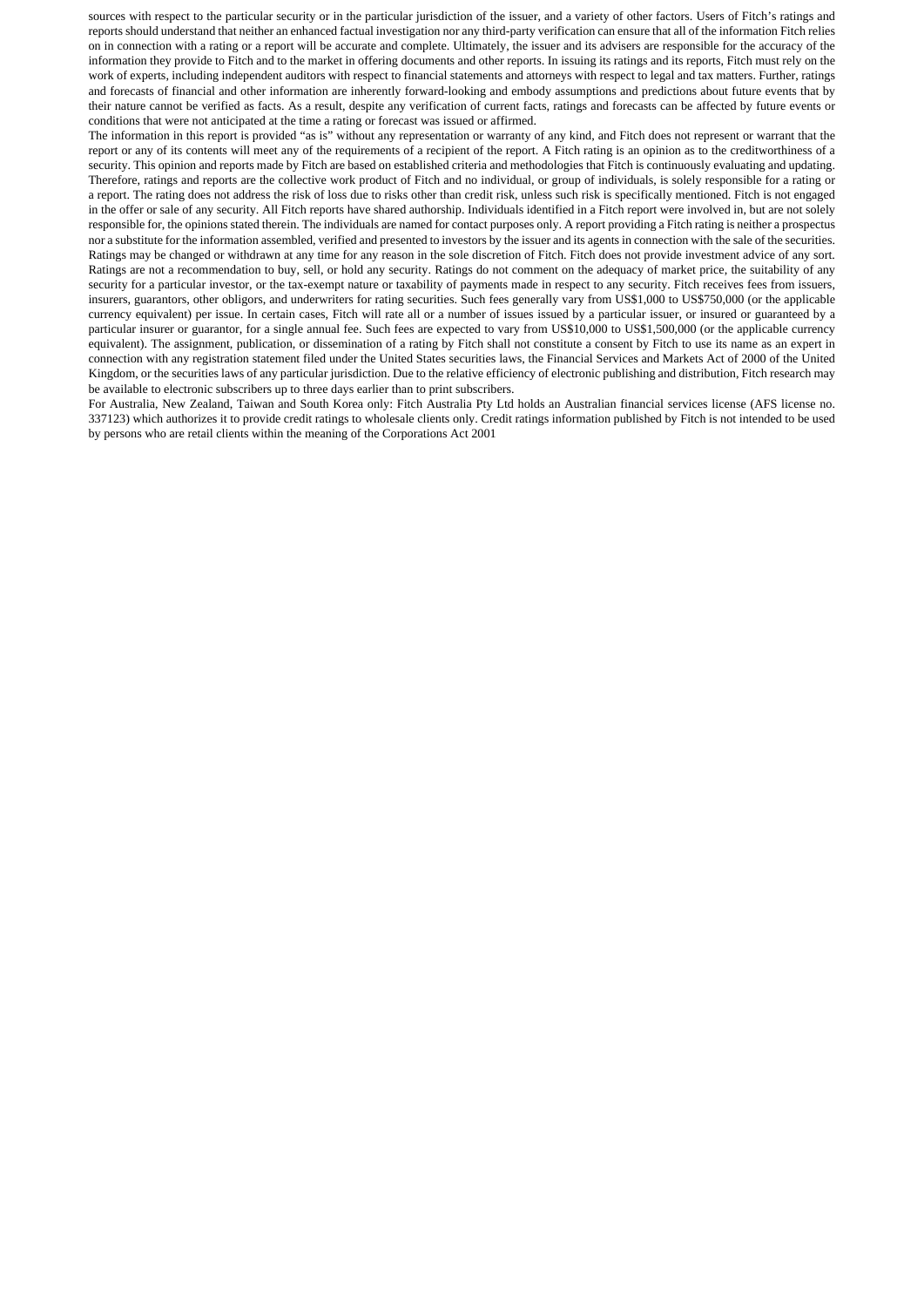sources with respect to the particular security or in the particular jurisdiction of the issuer, and a variety of other factors. Users of Fitch's ratings and reports should understand that neither an enhanced factual investigation nor any third-party verification can ensure that all of the information Fitch relies on in connection with a rating or a report will be accurate and complete. Ultimately, the issuer and its advisers are responsible for the accuracy of the information they provide to Fitch and to the market in offering documents and other reports. In issuing its ratings and its reports, Fitch must rely on the work of experts, including independent auditors with respect to financial statements and attorneys with respect to legal and tax matters. Further, ratings and forecasts of financial and other information are inherently forward-looking and embody assumptions and predictions about future events that by their nature cannot be verified as facts. As a result, despite any verification of current facts, ratings and forecasts can be affected by future events or conditions that were not anticipated at the time a rating or forecast was issued or affirmed.

The information in this report is provided "as is" without any representation or warranty of any kind, and Fitch does not represent or warrant that the report or any of its contents will meet any of the requirements of a recipient of the report. A Fitch rating is an opinion as to the creditworthiness of a security. This opinion and reports made by Fitch are based on established criteria and methodologies that Fitch is continuously evaluating and updating. Therefore, ratings and reports are the collective work product of Fitch and no individual, or group of individuals, is solely responsible for a rating or a report. The rating does not address the risk of loss due to risks other than credit risk, unless such risk is specifically mentioned. Fitch is not engaged in the offer or sale of any security. All Fitch reports have shared authorship. Individuals identified in a Fitch report were involved in, but are not solely responsible for, the opinions stated therein. The individuals are named for contact purposes only. A report providing a Fitch rating is neither a prospectus nor a substitute for the information assembled, verified and presented to investors by the issuer and its agents in connection with the sale of the securities. Ratings may be changed or withdrawn at any time for any reason in the sole discretion of Fitch. Fitch does not provide investment advice of any sort. Ratings are not a recommendation to buy, sell, or hold any security. Ratings do not comment on the adequacy of market price, the suitability of any security for a particular investor, or the tax-exempt nature or taxability of payments made in respect to any security. Fitch receives fees from issuers, insurers, guarantors, other obligors, and underwriters for rating securities. Such fees generally vary from US$1,000 to US$750,000 (or the applicable currency equivalent) per issue. In certain cases, Fitch will rate all or a number of issues issued by a particular issuer, or insured or guaranteed by a particular insurer or guarantor, for a single annual fee. Such fees are expected to vary from US$10,000 to US$1,500,000 (or the applicable currency equivalent). The assignment, publication, or dissemination of a rating by Fitch shall not constitute a consent by Fitch to use its name as an expert in connection with any registration statement filed under the United States securities laws, the Financial Services and Markets Act of 2000 of the United Kingdom, or the securities laws of any particular jurisdiction. Due to the relative efficiency of electronic publishing and distribution, Fitch research may be available to electronic subscribers up to three days earlier than to print subscribers.

For Australia, New Zealand, Taiwan and South Korea only: Fitch Australia Pty Ltd holds an Australian financial services license (AFS license no. 337123) which authorizes it to provide credit ratings to wholesale clients only. Credit ratings information published by Fitch is not intended to be used by persons who are retail clients within the meaning of the Corporations Act 2001